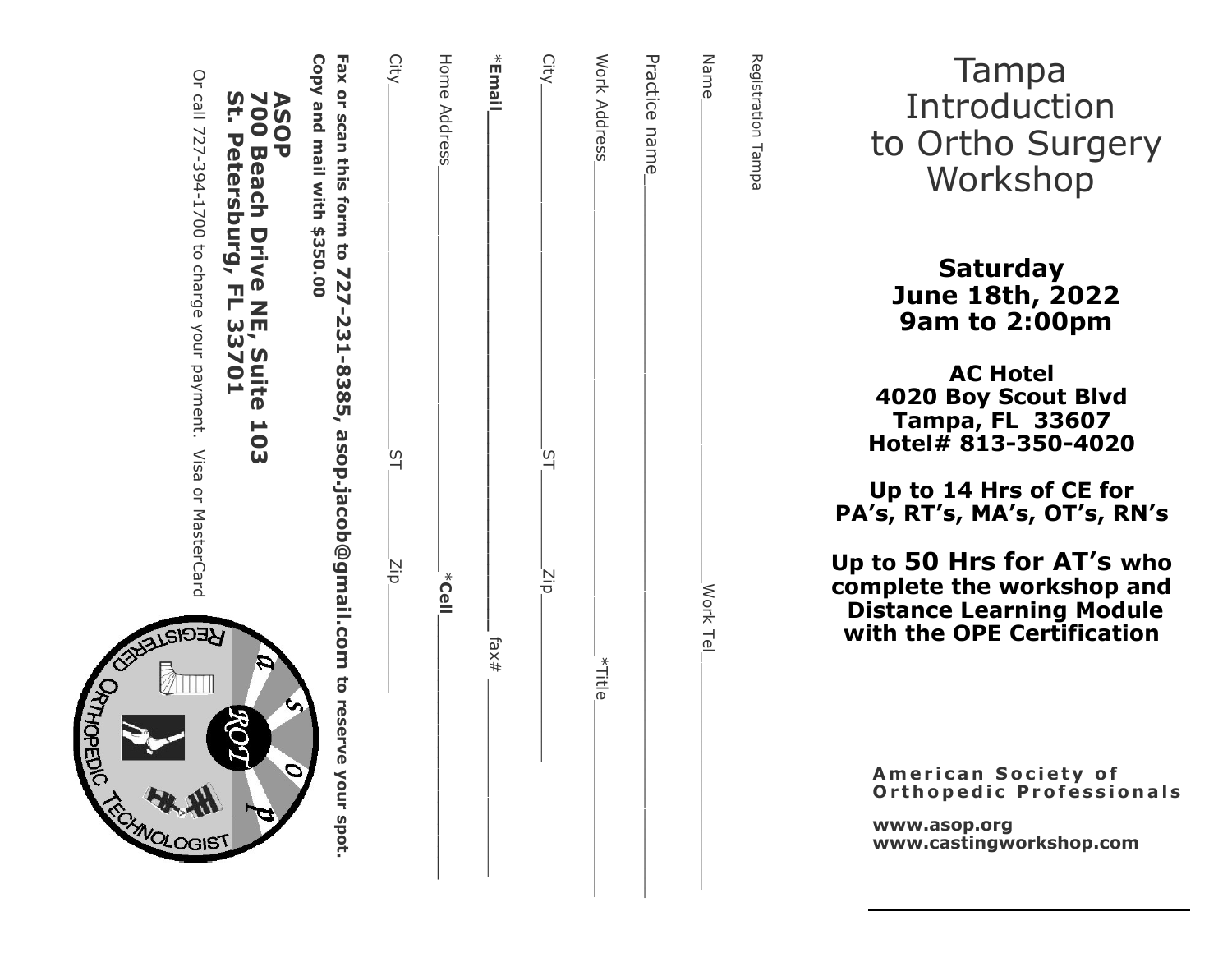# Tampa Introduction to Ortho Surgery Workshop

**Saturday**
**June 18th, 2022**
**9am to 2:00pm**

**AC Hotel**
**4020 Boy Scout Blvd**
**Tampa, FL 33607**
**Hotel# 813-350-4020**

**Up to 14 Hrs of CE for PA's, RT's, MA's, OT's, RN's**

**Up to 50 Hrs for AT's who complete the workshop and Distance Learning Module with the OPE Certification**

**American Society of Orthopedic Professionals**

**www.asop.org**
**www.castingworkshop.com**

---

Registration Tampa

Name\_\_\_\_\_\_\_\_\_\_\_\_\_\_\_\_\_\_\_\_\_\_\_\_ Work Tel\_\_\_\_\_\_\_\_\_\_\_\_

Practice name\_\_\_\_\_\_\_\_\_\_\_\_\_\_\_\_\_\_\_\_\_\_\_\_\_\_\_\_\_\_\_\_\_\_\_\_

Work Address\_\_\_\_\_\_\_\_\_\_\_\_\_\_\_\_\_\_\_\_\_\_\_\_ *Title\_\_\_\_\_\_\_\_\_\_

City\_\_\_\_\_\_\_\_\_\_\_\_\_\_\_\_ ST\_\_\_\_\_\_ Zip\_\_\_\_\_\_\_\_\_\_

***Email**\_\_\_\_\_\_\_\_\_\_\_\_\_\_\_\_\_\_\_\_\_\_\_\_ fax#\_\_\_\_\_\_\_\_\_\_\_\_

Home Address\_\_\_\_\_\_\_\_\_\_\_\_\_\_\_\_\_\_\_\_\_\_\_\_ ***Cell**\_\_\_\_\_\_\_\_\_\_\_\_

City\_\_\_\_\_\_\_\_\_\_\_\_\_\_\_\_ ST\_\_\_\_\_\_ Zip\_\_\_\_\_\_\_\_\_\_

**Fax or scan this form to 727-231-8385, asop.jacob@gmail.com to reserve your spot.**
**Copy and mail with $350.00**

**ASOP**
**700 Beach Drive NE, Suite 103**
**St. Petersburg, FL 33701**

Or call 727-394-1700 to charge your payment. Visa or MasterCard

REGISTERED ORTHOPEDIC TECHNOLOGIST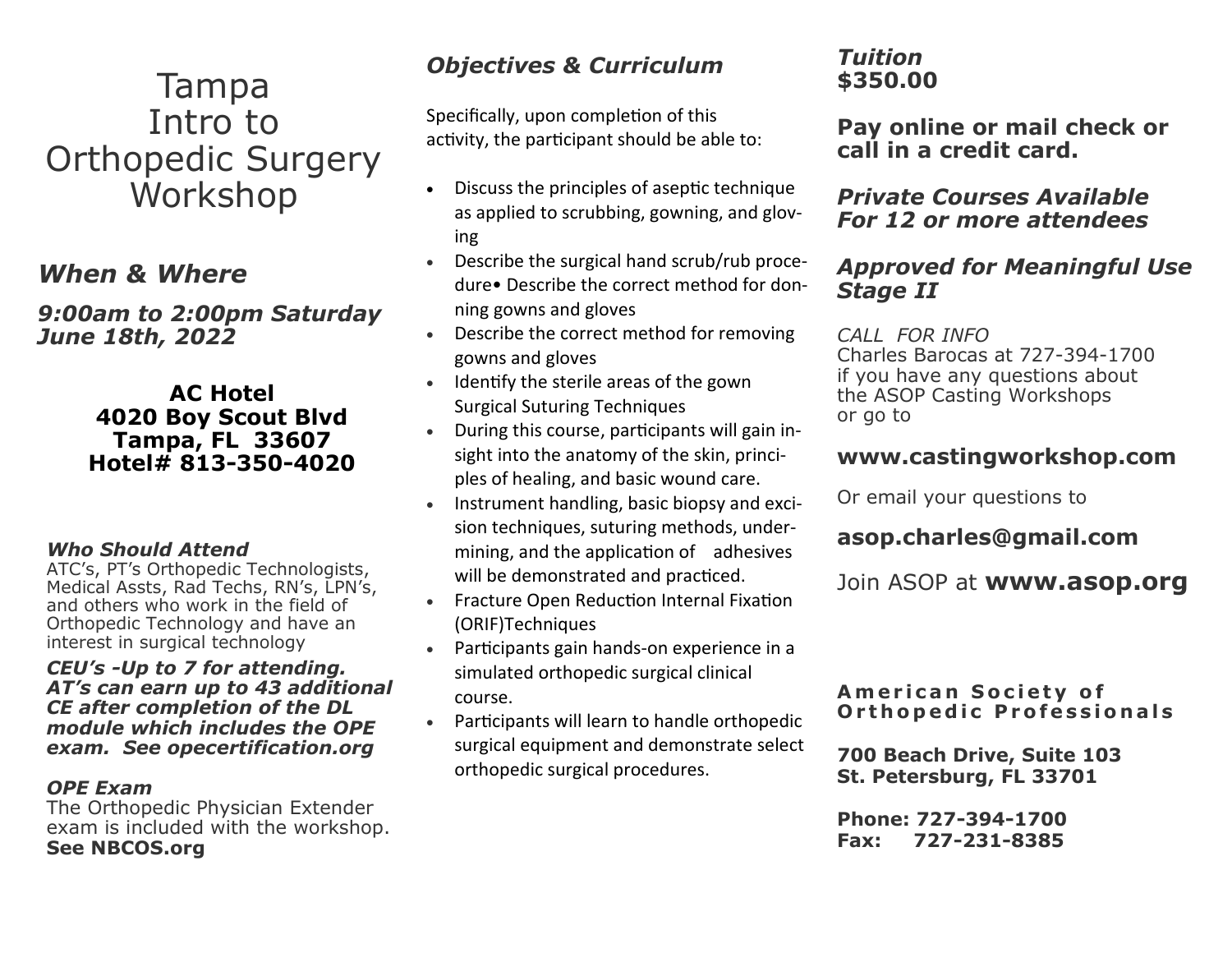# Tampa Intro to Orthopedic Surgery Workshop

## *When & Where*

***9:00am to 2:00pm Saturday June 18th, 2022***

**AC Hotel**
**4020 Boy Scout Blvd**
**Tampa, FL 33607**
**Hotel# 813-350-4020**

***Who Should Attend***
ATC's, PT's Orthopedic Technologists, Medical Assts, Rad Techs, RN's, LPN's, and others who work in the field of Orthopedic Technology and have an interest in surgical technology

***CEU's -Up to 7 for attending. AT's can earn up to 43 additional CE after completion of the DL module which includes the OPE exam. See opecertification.org***

***OPE Exam***
The Orthopedic Physician Extender exam is included with the workshop. **See NBCOS.org**

## *Objectives & Curriculum*

Specifically, upon completion of this activity, the participant should be able to:

- Discuss the principles of aseptic technique as applied to scrubbing, gowning, and gloving
- Describe the surgical hand scrub/rub procedure• Describe the correct method for donning gowns and gloves
- Describe the correct method for removing gowns and gloves
- Identify the sterile areas of the gown Surgical Suturing Techniques
- During this course, participants will gain insight into the anatomy of the skin, principles of healing, and basic wound care.
- Instrument handling, basic biopsy and excision techniques, suturing methods, undermining, and the application of adhesives will be demonstrated and practiced.
- Fracture Open Reduction Internal Fixation (ORIF)Techniques
- Participants gain hands-on experience in a simulated orthopedic surgical clinical course.
- Participants will learn to handle orthopedic surgical equipment and demonstrate select orthopedic surgical procedures.

***Tuition***
**$350.00**

**Pay online or mail check or call in a credit card.**

***Private Courses Available For 12 or more attendees***

***Approved for Meaningful Use Stage II***

*CALL FOR INFO*
Charles Barocas at 727-394-1700 if you have any questions about the ASOP Casting Workshops or go to

**www.castingworkshop.com**

Or email your questions to

**asop.charles@gmail.com**

Join ASOP at **www.asop.org**

**American Society of Orthopedic Professionals**

**700 Beach Drive, Suite 103**
**St. Petersburg, FL 33701**

**Phone: 727-394-1700**
**Fax: 727-231-8385**